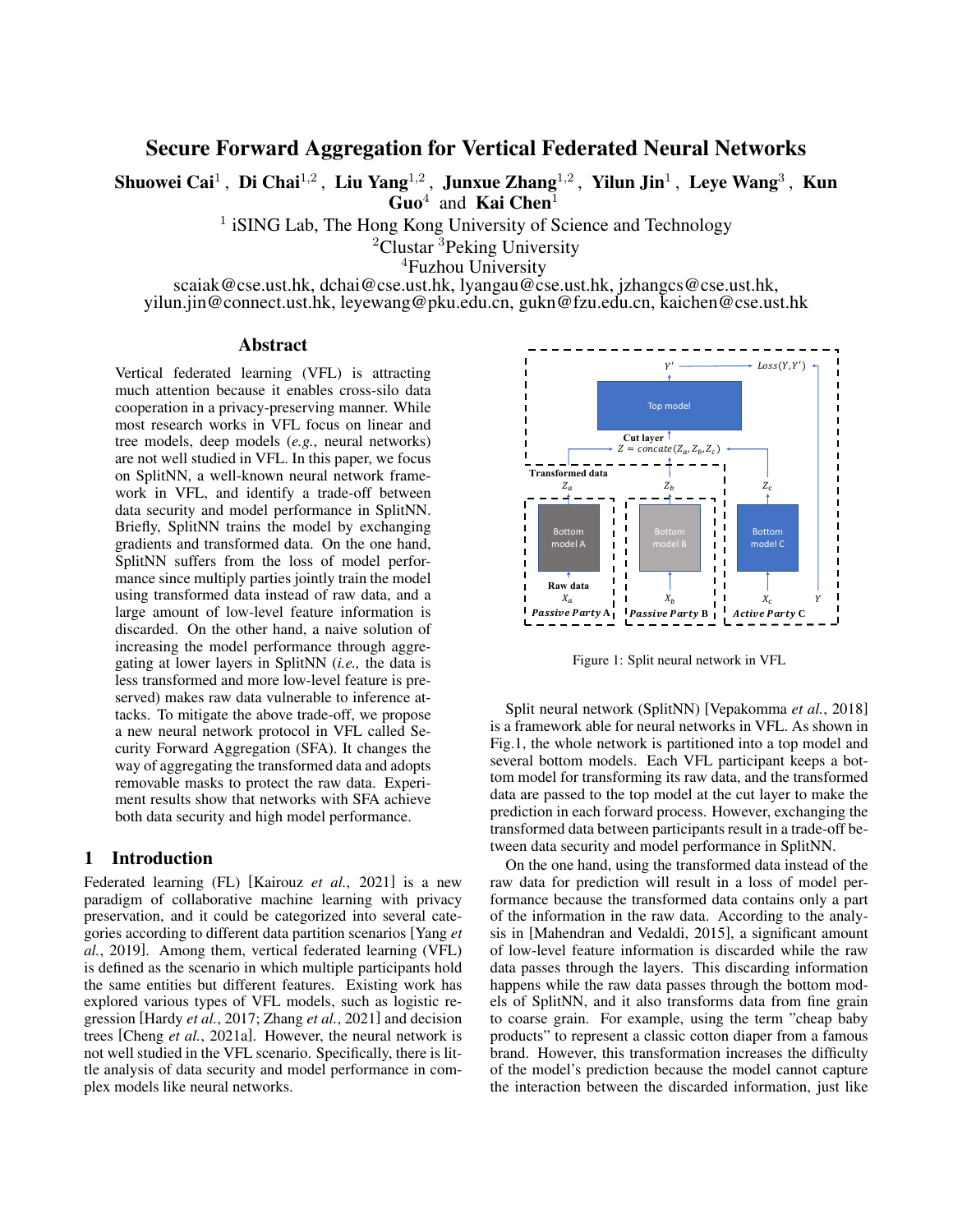# Secure Forward Aggregation for Vertical Federated Neural Networks

**Shuowei Cai**[1], **Di Chai**[1,2], **Liu Yang**[1,2], **Junxue Zhang**[1,2], **Yilun Jin**[1], **Leye Wang**[3], **Kun Guo**[4] and **Kai Chen**[1]

[1] iSING Lab, The Hong Kong University of Science and Technology
[2]Clustar [3]Peking University
[4]Fuzhou University

scaiak@cse.ust.hk, dchai@cse.ust.hk, lyangau@cse.ust.hk, jzhangcs@cse.ust.hk, yilun.jin@connect.ust.hk, leyewang@pku.edu.cn, gukn@fzu.edu.cn, kaichen@cse.ust.hk

## Abstract

Vertical federated learning (VFL) is attracting much attention because it enables cross-silo data cooperation in a privacy-preserving manner. While most research works in VFL focus on linear and tree models, deep models (*e.g.*, neural networks) are not well studied in VFL. In this paper, we focus on SplitNN, a well-known neural network framework in VFL, and identify a trade-off between data security and model performance in SplitNN. Briefly, SplitNN trains the model by exchanging gradients and transformed data. On the one hand, SplitNN suffers from the loss of model performance since multiply parties jointly train the model using transformed data instead of raw data, and a large amount of low-level feature information is discarded. On the other hand, a naive solution of increasing the model performance through aggregating at lower layers in SplitNN (*i.e.,* the data is less transformed and more low-level feature is preserved) makes raw data vulnerable to inference attacks. To mitigate the above trade-off, we propose a new neural network protocol in VFL called Security Forward Aggregation (SFA). It changes the way of aggregating the transformed data and adopts removable masks to protect the raw data. Experiment results show that networks with SFA achieve both data security and high model performance.

## 1 Introduction

Federated learning (FL) [Kairouz *et al.*, 2021] is a new paradigm of collaborative machine learning with privacy preservation, and it could be categorized into several categories according to different data partition scenarios [Yang *et al.*, 2019]. Among them, vertical federated learning (VFL) is defined as the scenario in which multiple participants hold the same entities but different features. Existing work has explored various types of VFL models, such as logistic regression [Hardy *et al.*, 2017; Zhang *et al.*, 2021] and decision trees [Cheng *et al.*, 2021a]. However, the neural network is not well studied in the VFL scenario. Specifically, there is little analysis of data security and model performance in complex models like neural networks.

Figure 1: Split neural network in VFL

Split neural network (SplitNN) [Vepakomma *et al.*, 2018] is a framework able for neural networks in VFL. As shown in Fig.1, the whole network is partitioned into a top model and several bottom models. Each VFL participant keeps a bottom model for transforming its raw data, and the transformed data are passed to the top model at the cut layer to make the prediction in each forward process. However, exchanging the transformed data between participants result in a trade-off between data security and model performance in SplitNN.

On the one hand, using the transformed data instead of the raw data for prediction will result in a loss of model performance because the transformed data contains only a part of the information in the raw data. According to the analysis in [Mahendran and Vedaldi, 2015], a significant amount of low-level feature information is discarded while the raw data passes through the layers. This discarding information happens while the raw data passes through the bottom models of SplitNN, and it also transforms data from fine grain to coarse grain. For example, using the term "cheap baby products" to represent a classic cotton diaper from a famous brand. However, this transformation increases the difficulty of the model's prediction because the model cannot capture the interaction between the discarded information, just like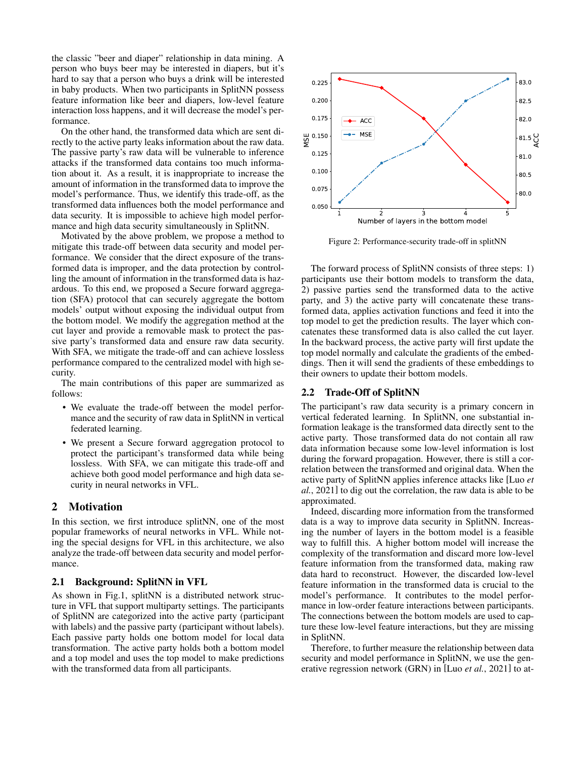the classic "beer and diaper" relationship in data mining. A person who buys beer may be interested in diapers, but it's hard to say that a person who buys a drink will be interested in baby products. When two participants in SplitNN possess feature information like beer and diapers, low-level feature interaction loss happens, and it will decrease the model's performance.

On the other hand, the transformed data which are sent directly to the active party leaks information about the raw data. The passive party's raw data will be vulnerable to inference attacks if the transformed data contains too much information about it. As a result, it is inappropriate to increase the amount of information in the transformed data to improve the model's performance. Thus, we identify this trade-off, as the transformed data influences both the model performance and data security. It is impossible to achieve high model performance and high data security simultaneously in SplitNN.

Motivated by the above problem, we propose a method to mitigate this trade-off between data security and model performance. We consider that the direct exposure of the transformed data is improper, and the data protection by controlling the amount of information in the transformed data is hazardous. To this end, we proposed a Secure forward aggregation (SFA) protocol that can securely aggregate the bottom models' output without exposing the individual output from the bottom model. We modify the aggregation method at the cut layer and provide a removable mask to protect the passive party's transformed data and ensure raw data security. With SFA, we mitigate the trade-off and can achieve lossless performance compared to the centralized model with high security.

The main contributions of this paper are summarized as follows:

- We evaluate the trade-off between the model performance and the security of raw data in SplitNN in vertical federated learning.
- We present a Secure forward aggregation protocol to protect the participant's transformed data while being lossless. With SFA, we can mitigate this trade-off and achieve both good model performance and high data security in neural networks in VFL.

## 2 Motivation

In this section, we first introduce splitNN, one of the most popular frameworks of neural networks in VFL. While noting the special designs for VFL in this architecture, we also analyze the trade-off between data security and model performance.

### 2.1 Background: SplitNN in VFL

As shown in Fig.1, splitNN is a distributed network structure in VFL that support multiparty settings. The participants of SplitNN are categorized into the active party (participant with labels) and the passive party (participant without labels). Each passive party holds one bottom model for local data transformation. The active party holds both a bottom model and a top model and uses the top model to make predictions with the transformed data from all participants.

Figure 2: Performance-security trade-off in splitNN

The forward process of SplitNN consists of three steps: 1) participants use their bottom models to transform the data, 2) passive parties send the transformed data to the active party, and 3) the active party will concatenate these transformed data, applies activation functions and feed it into the top model to get the prediction results. The layer which concatenates these transformed data is also called the cut layer. In the backward process, the active party will first update the top model normally and calculate the gradients of the embeddings. Then it will send the gradients of these embeddings to their owners to update their bottom models.

### 2.2 Trade-Off of SplitNN

The participant's raw data security is a primary concern in vertical federated learning. In SplitNN, one substantial information leakage is the transformed data directly sent to the active party. Those transformed data do not contain all raw data information because some low-level information is lost during the forward propagation. However, there is still a correlation between the transformed and original data. When the active party of SplitNN applies inference attacks like [Luo *et al.*, 2021] to dig out the correlation, the raw data is able to be approximated.

Indeed, discarding more information from the transformed data is a way to improve data security in SplitNN. Increasing the number of layers in the bottom model is a feasible way to fulfill this. A higher bottom model will increase the complexity of the transformation and discard more low-level feature information from the transformed data, making raw data hard to reconstruct. However, the discarded low-level feature information in the transformed data is crucial to the model's performance. It contributes to the model performance in low-order feature interactions between participants. The connections between the bottom models are used to capture these low-level feature interactions, but they are missing in SplitNN.

Therefore, to further measure the relationship between data security and model performance in SplitNN, we use the generative regression network (GRN) in [Luo *et al.*, 2021] to at-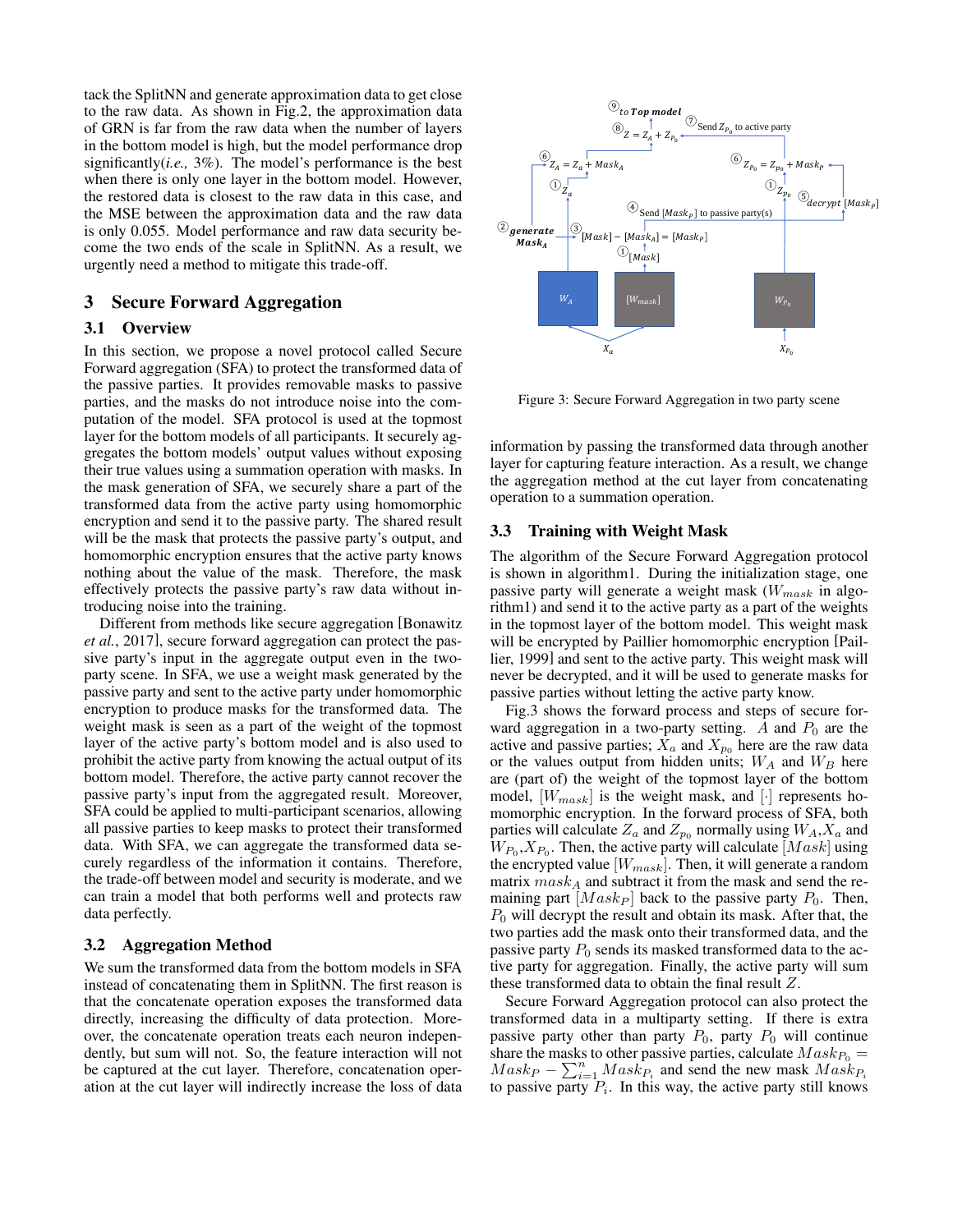tack the SplitNN and generate approximation data to get close to the raw data. As shown in Fig.2, the approximation data of GRN is far from the raw data when the number of layers in the bottom model is high, but the model performance drop significantly(*i.e.,* 3%). The model's performance is the best when there is only one layer in the bottom model. However, the restored data is closest to the raw data in this case, and the MSE between the approximation data and the raw data is only 0.055. Model performance and raw data security become the two ends of the scale in SplitNN. As a result, we urgently need a method to mitigate this trade-off.

## 3 Secure Forward Aggregation

### 3.1 Overview

In this section, we propose a novel protocol called Secure Forward aggregation (SFA) to protect the transformed data of the passive parties. It provides removable masks to passive parties, and the masks do not introduce noise into the computation of the model. SFA protocol is used at the topmost layer for the bottom models of all participants. It securely aggregates the bottom models' output values without exposing their true values using a summation operation with masks. In the mask generation of SFA, we securely share a part of the transformed data from the active party using homomorphic encryption and send it to the passive party. The shared result will be the mask that protects the passive party's output, and homomorphic encryption ensures that the active party knows nothing about the value of the mask. Therefore, the mask effectively protects the passive party's raw data without introducing noise into the training.

Different from methods like secure aggregation [Bonawitz *et al.*, 2017], secure forward aggregation can protect the passive party's input in the aggregate output even in the two-party scene. In SFA, we use a weight mask generated by the passive party and sent to the active party under homomorphic encryption to produce masks for the transformed data. The weight mask is seen as a part of the weight of the topmost layer of the active party's bottom model and is also used to prohibit the active party from knowing the actual output of its bottom model. Therefore, the active party cannot recover the passive party's input from the aggregated result. Moreover, SFA could be applied to multi-participant scenarios, allowing all passive parties to keep masks to protect their transformed data. With SFA, we can aggregate the transformed data securely regardless of the information it contains. Therefore, the trade-off between model and security is moderate, and we can train a model that both performs well and protects raw data perfectly.

### 3.2 Aggregation Method

We sum the transformed data from the bottom models in SFA instead of concatenating them in SplitNN. The first reason is that the concatenate operation exposes the transformed data directly, increasing the difficulty of data protection. Moreover, the concatenate operation treats each neuron independently, but sum will not. So, the feature interaction will not be captured at the cut layer. Therefore, concatenation operation at the cut layer will indirectly increase the loss of data information by passing the transformed data through another layer for capturing feature interaction. As a result, we change the aggregation method at the cut layer from concatenating operation to a summation operation.

Figure 3: Secure Forward Aggregation in two party scene

### 3.3 Training with Weight Mask

The algorithm of the Secure Forward Aggregation protocol is shown in algorithm1. During the initialization stage, one passive party will generate a weight mask ($W_{mask}$ in algorithm1) and send it to the active party as a part of the weights in the topmost layer of the bottom model. This weight mask will be encrypted by Paillier homomorphic encryption [Paillier, 1999] and sent to the active party. This weight mask will never be decrypted, and it will be used to generate masks for passive parties without letting the active party know.

Fig.3 shows the forward process and steps of secure forward aggregation in a two-party setting. $A$ and $P_0$ are the active and passive parties; $X_a$ and $X_{p_0}$ here are the raw data or the values output from hidden units; $W_A$ and $W_B$ here are (part of) the weight of the topmost layer of the bottom model, $[W_{mask}]$ is the weight mask, and $[\cdot]$ represents homomorphic encryption. In the forward process of SFA, both parties will calculate $Z_a$ and $Z_{p_0}$ normally using $W_A$,$X_a$ and $W_{P_0}$,$X_{P_0}$. Then, the active party will calculate $[Mask]$ using the encrypted value $[W_{mask}]$. Then, it will generate a random matrix $mask_A$ and subtract it from the mask and send the remaining part $[Mask_P]$ back to the passive party $P_0$. Then, $P_0$ will decrypt the result and obtain its mask. After that, the two parties add the mask onto their transformed data, and the passive party $P_0$ sends its masked transformed data to the active party for aggregation. Finally, the active party will sum these transformed data to obtain the final result $Z$.

Secure Forward Aggregation protocol can also protect the transformed data in a multiparty setting. If there is extra passive party other than party $P_0$, party $P_0$ will continue share the masks to other passive parties, calculate $Mask_{P_0} = Mask_P - \sum_{i=1}^{n} Mask_{P_i}$ and send the new mask $Mask_{P_i}$ to passive party $P_i$. In this way, the active party still knows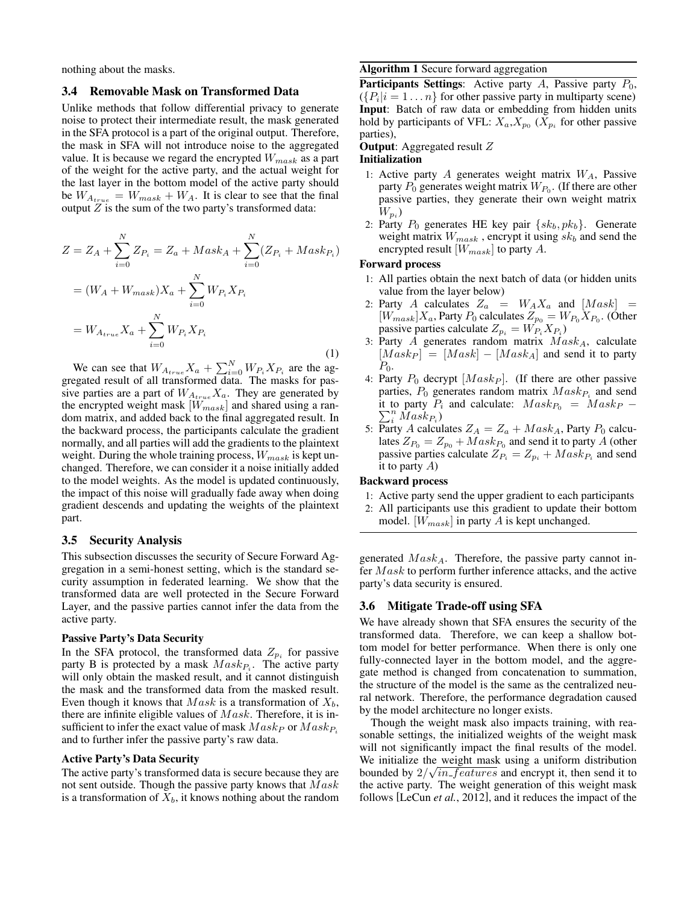nothing about the masks.

### 3.4 Removable Mask on Transformed Data

Unlike methods that follow differential privacy to generate noise to protect their intermediate result, the mask generated in the SFA protocol is a part of the original output. Therefore, the mask in SFA will not introduce noise to the aggregated value. It is because we regard the encrypted $W_{mask}$ as a part of the weight for the active party, and the actual weight for the last layer in the bottom model of the active party should be $W_{A_{true}} = W_{mask} + W_A$. It is clear to see that the final output $Z$ is the sum of the two party's transformed data:

$$
\begin{aligned}
Z &= Z_A + \sum_{i=0}^{N} Z_{P_i} = Z_a + Mask_A + \sum_{i=0}^{N} (Z_{P_i} + Mask_{P_i}) \\
&= (W_A + W_{mask}) X_a + \sum_{i=0}^{N} W_{P_i} X_{P_i} \\
&= W_{A_{true}} X_a + \sum_{i=0}^{N} W_{P_i} X_{P_i}
\end{aligned}
\tag{1}
$$

We can see that $W_{A_{true}} X_a + \sum_{i=0}^{N} W_{P_i} X_{P_i}$ are the aggregated result of all transformed data. The masks for passive parties are a part of $W_{A_{true}} X_a$. They are generated by the encrypted weight mask $[W_{mask}]$ and shared using a random matrix, and added back to the final aggregated result. In the backward process, the participants calculate the gradient normally, and all parties will add the gradients to the plaintext weight. During the whole training process, $W_{mask}$ is kept unchanged. Therefore, we can consider it a noise initially added to the model weights. As the model is updated continuously, the impact of this noise will gradually fade away when doing gradient descends and updating the weights of the plaintext part.

### 3.5 Security Analysis

This subsection discusses the security of Secure Forward Aggregation in a semi-honest setting, which is the standard security assumption in federated learning. We show that the transformed data are well protected in the Secure Forward Layer, and the passive parties cannot infer the data from the active party.

**Passive Party's Data Security**

In the SFA protocol, the transformed data $Z_{p_i}$ for passive party B is protected by a mask $Mask_{P_i}$. The active party will only obtain the masked result, and it cannot distinguish the mask and the transformed data from the masked result. Even though it knows that $Mask$ is a transformation of $X_b$, there are infinite eligible values of $Mask$. Therefore, it is insufficient to infer the exact value of mask $Mask_P$ or $Mask_{P_i}$ and to further infer the passive party's raw data.

**Active Party's Data Security**

The active party's transformed data is secure because they are not sent outside. Though the passive party knows that $Mask$ is a transformation of $X_b$, it knows nothing about the random generated $Mask_A$. Therefore, the passive party cannot infer $Mask$ to perform further inference attacks, and the active party's data security is ensured.

---

**Algorithm 1** Secure forward aggregation

**Participants Settings**: Active party $A$, Passive party $P_0$, $(\{P_i | i = 1 \dots n\}$ for other passive party in multiparty scene)
**Input**: Batch of raw data or embedding from hidden units hold by participants of VFL: $X_a$,$X_{p_0}$ ($X_{p_i}$ for other passive parties),
**Output**: Aggregated result $Z$

**Initialization**

1: Active party $A$ generates weight matrix $W_A$, Passive party $P_0$ generates weight matrix $W_{P_0}$. (If there are other passive parties, they generate their own weight matrix $W_{p_i}$)
2: Party $P_0$ generates HE key pair $\{sk_b, pk_b\}$. Generate weight matrix $W_{mask}$ , encrypt it using $sk_b$ and send the encrypted result $[W_{mask}]$ to party $A$.

**Forward process**

1: All parties obtain the next batch of data (or hidden units value from the layer below)
2: Party $A$ calculates $Z_a = W_A X_a$ and $[Mask] = [W_{mask}] X_a$, Party $P_0$ calculates $Z_{p_0} = W_{P_0} X_{P_0}$. (Other passive parties calculate $Z_{p_i} = W_{P_i} X_{P_i}$)
3: Party $A$ generates random matrix $Mask_A$, calculate $[Mask_P] = [Mask] - [Mask_A]$ and send it to party $P_0$.
4: Party $P_0$ decrypt $[Mask_P]$. (If there are other passive parties, $P_0$ generates random matrix $Mask_{P_i}$ and send it to party $P_i$ and calculate: $Mask_{P_0} = Mask_P - \sum_i^n Mask_{P_i}$)
5: Party $A$ calculates $Z_A = Z_a + Mask_A$, Party $P_0$ calculates $Z_{P_0} = Z_{p_0} + Mask_{P_0}$ and send it to party $A$ (other passive parties calculate $Z_{P_i} = Z_{p_i} + Mask_{P_i}$ and send it to party $A$)

**Backward process**

1: Active party send the upper gradient to each participants
2: All participants use this gradient to update their bottom model. $[W_{mask}]$ in party $A$ is kept unchanged.

---

### 3.6 Mitigate Trade-off using SFA

We have already shown that SFA ensures the security of the transformed data. Therefore, we can keep a shallow bottom model for better performance. When there is only one fully-connected layer in the bottom model, and the aggregate method is changed from concatenation to summation, the structure of the model is the same as the centralized neural network. Therefore, the performance degradation caused by the model architecture no longer exists.

Though the weight mask also impacts training, with reasonable settings, the initialized weights of the weight mask will not significantly impact the final results of the model. We initialize the weight mask using a uniform distribution bounded by $2/\sqrt{in\_features}$ and encrypt it, then send it to the active party. The weight generation of this weight mask follows [LeCun *et al.*, 2012], and it reduces the impact of the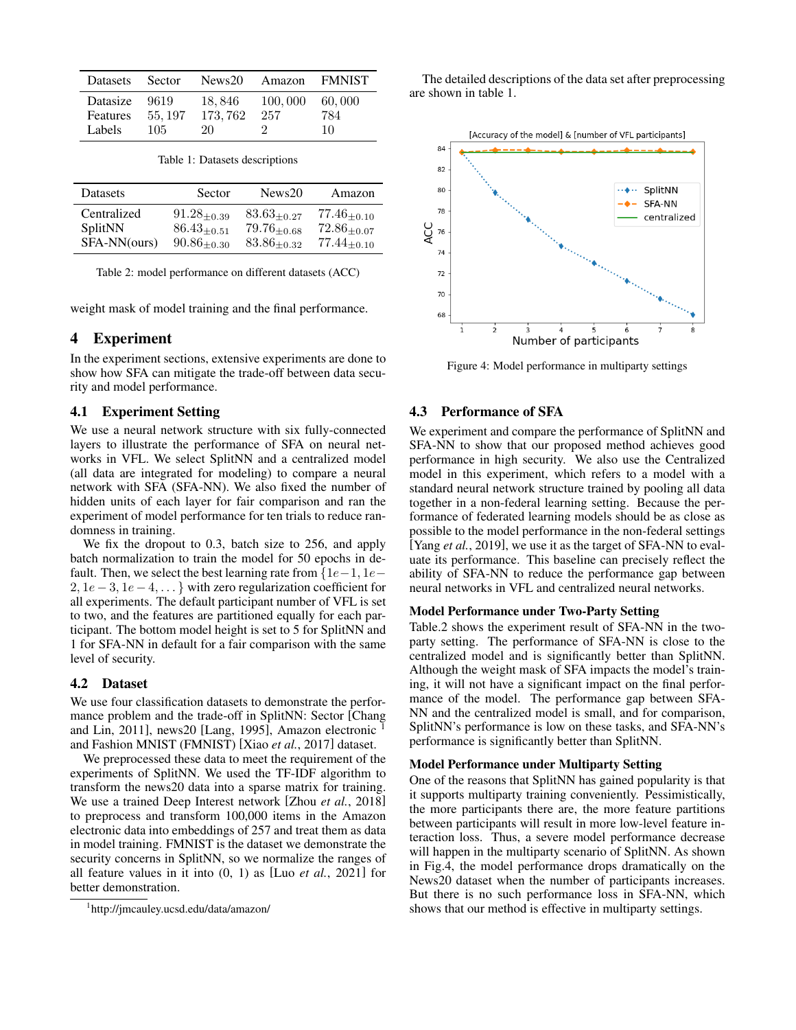| Datasets | Sector | News20 | Amazon | FMNIST |
|---|---|---|---|---|
| Datasize | 9619 | 18,846 | 100,000 | 60,000 |
| Features | 55,197 | 173,762 | 257 | 784 |
| Labels | 105 | 20 | 2 | 10 |

Table 1: Datasets descriptions

| Datasets | Sector | News20 | Amazon |
|---|---|---|---|
| Centralized | $91.28_{\pm 0.39}$ | $83.63_{\pm 0.27}$ | $77.46_{\pm 0.10}$ |
| SplitNN | $86.43_{\pm 0.51}$ | $79.76_{\pm 0.68}$ | $72.86_{\pm 0.07}$ |
| SFA-NN(ours) | $90.86_{\pm 0.30}$ | $83.86_{\pm 0.32}$ | $77.44_{\pm 0.10}$ |

Table 2: model performance on different datasets (ACC)

weight mask of model training and the final performance.

## 4 Experiment

In the experiment sections, extensive experiments are done to show how SFA can mitigate the trade-off between data security and model performance.

### 4.1 Experiment Setting

We use a neural network structure with six fully-connected layers to illustrate the performance of SFA on neural networks in VFL. We select SplitNN and a centralized model (all data are integrated for modeling) to compare a neural network with SFA (SFA-NN). We also fixed the number of hidden units of each layer for fair comparison and ran the experiment of model performance for ten trials to reduce randomness in training.

We fix the dropout to 0.3, batch size to 256, and apply batch normalization to train the model for 50 epochs in default. Then, we select the best learning rate from $\{1e-1, 1e-2, 1e-3, 1e-4, \dots\}$ with zero regularization coefficient for all experiments. The default participant number of VFL is set to two, and the features are partitioned equally for each participant. The bottom model height is set to 5 for SplitNN and 1 for SFA-NN in default for a fair comparison with the same level of security.

### 4.2 Dataset

We use four classification datasets to demonstrate the performance problem and the trade-off in SplitNN: Sector [Chang and Lin, 2011], news20 [Lang, 1995], Amazon electronic [1] and Fashion MNIST (FMNIST) [Xiao *et al.*, 2017] dataset.

We preprocessed these data to meet the requirement of the experiments of SplitNN. We used the TF-IDF algorithm to transform the news20 data into a sparse matrix for training. We use a trained Deep Interest network [Zhou *et al.*, 2018] to preprocess and transform 100,000 items in the Amazon electronic data into embeddings of 257 and treat them as data in model training. FMNIST is the dataset we demonstrate the security concerns in SplitNN, so we normalize the ranges of all feature values in it into (0, 1) as [Luo *et al.*, 2021] for better demonstration.

[1] http://jmcauley.ucsd.edu/data/amazon/

The detailed descriptions of the data set after preprocessing are shown in table 1.

Figure 4: Model performance in multiparty settings

### 4.3 Performance of SFA

We experiment and compare the performance of SplitNN and SFA-NN to show that our proposed method achieves good performance in high security. We also use the Centralized model in this experiment, which refers to a model with a standard neural network structure trained by pooling all data together in a non-federal learning setting. Because the performance of federated learning models should be as close as possible to the model performance in the non-federal settings [Yang *et al.*, 2019], we use it as the target of SFA-NN to evaluate its performance. This baseline can precisely reflect the ability of SFA-NN to reduce the performance gap between neural networks in VFL and centralized neural networks.

**Model Performance under Two-Party Setting**

Table.2 shows the experiment result of SFA-NN in the two-party setting. The performance of SFA-NN is close to the centralized model and is significantly better than SplitNN. Although the weight mask of SFA impacts the model's training, it will not have a significant impact on the final performance of the model. The performance gap between SFA-NN and the centralized model is small, and for comparison, SplitNN's performance is low on these tasks, and SFA-NN's performance is significantly better than SplitNN.

**Model Performance under Multiparty Setting**

One of the reasons that SplitNN has gained popularity is that it supports multiparty training conveniently. Pessimistically, the more participants there are, the more feature partitions between participants will result in more low-level feature interaction loss. Thus, a severe model performance decrease will happen in the multiparty scenario of SplitNN. As shown in Fig.4, the model performance drops dramatically on the News20 dataset when the number of participants increases. But there is no such performance loss in SFA-NN, which shows that our method is effective in multiparty settings.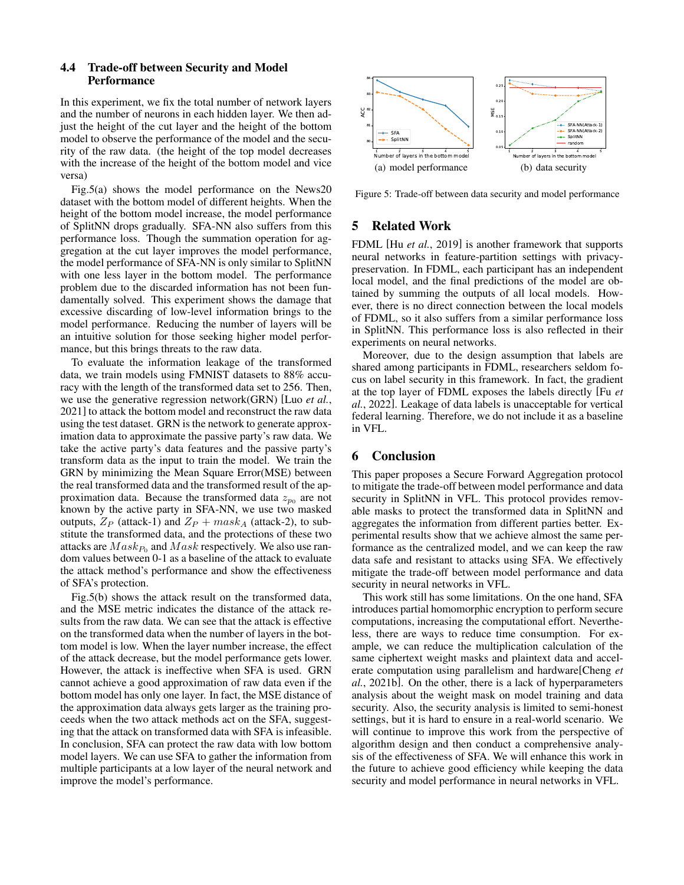### 4.4 Trade-off between Security and Model Performance

In this experiment, we fix the total number of network layers and the number of neurons in each hidden layer. We then adjust the height of the cut layer and the height of the bottom model to observe the performance of the model and the security of the raw data. (the height of the top model decreases with the increase of the height of the bottom model and vice versa)

Fig.5(a) shows the model performance on the News20 dataset with the bottom model of different heights. When the height of the bottom model increase, the model performance of SplitNN drops gradually. SFA-NN also suffers from this performance loss. Though the summation operation for aggregation at the cut layer improves the model performance, the model performance of SFA-NN is only similar to SplitNN with one less layer in the bottom model. The performance problem due to the discarded information has not been fundamentally solved. This experiment shows the damage that excessive discarding of low-level information brings to the model performance. Reducing the number of layers will be an intuitive solution for those seeking higher model performance, but this brings threats to the raw data.

To evaluate the information leakage of the transformed data, we train models using FMNIST datasets to 88% accuracy with the length of the transformed data set to 256. Then, we use the generative regression network(GRN) [Luo *et al.*, 2021] to attack the bottom model and reconstruct the raw data using the test dataset. GRN is the network to generate approximation data to approximate the passive party's raw data. We take the active party's data features and the passive party's transform data as the input to train the model. We train the GRN by minimizing the Mean Square Error(MSE) between the real transformed data and the transformed result of the approximation data. Because the transformed data $z_{p_0}$ are not known by the active party in SFA-NN, we use two masked outputs, $Z_P$ (attack-1) and $Z_P + mask_A$ (attack-2), to substitute the transformed data, and the protections of these two attacks are $Mask_{P_0}$ and $Mask$ respectively. We also use random values between 0-1 as a baseline of the attack to evaluate the attack method's performance and show the effectiveness of SFA's protection.

Fig.5(b) shows the attack result on the transformed data, and the MSE metric indicates the distance of the attack results from the raw data. We can see that the attack is effective on the transformed data when the number of layers in the bottom model is low. When the layer number increase, the effect of the attack decrease, but the model performance gets lower. However, the attack is ineffective when SFA is used. GRN cannot achieve a good approximation of raw data even if the bottom model has only one layer. In fact, the MSE distance of the approximation data always gets larger as the training proceeds when the two attack methods act on the SFA, suggesting that the attack on transformed data with SFA is infeasible. In conclusion, SFA can protect the raw data with low bottom model layers. We can use SFA to gather the information from multiple participants at a low layer of the neural network and improve the model's performance.

(a) model performance

(b) data security

Figure 5: Trade-off between data security and model performance

## 5 Related Work

FDML [Hu *et al.*, 2019] is another framework that supports neural networks in feature-partition settings with privacy-preservation. In FDML, each participant has an independent local model, and the final predictions of the model are obtained by summing the outputs of all local models. However, there is no direct connection between the local models of FDML, so it also suffers from a similar performance loss in SplitNN. This performance loss is also reflected in their experiments on neural networks.

Moreover, due to the design assumption that labels are shared among participants in FDML, researchers seldom focus on label security in this framework. In fact, the gradient at the top layer of FDML exposes the labels directly [Fu *et al.*, 2022]. Leakage of data labels is unacceptable for vertical federal learning. Therefore, we do not include it as a baseline in VFL.

## 6 Conclusion

This paper proposes a Secure Forward Aggregation protocol to mitigate the trade-off between model performance and data security in SplitNN in VFL. This protocol provides removable masks to protect the transformed data in SplitNN and aggregates the information from different parties better. Experimental results show that we achieve almost the same performance as the centralized model, and we can keep the raw data safe and resistant to attacks using SFA. We effectively mitigate the trade-off between model performance and data security in neural networks in VFL.

This work still has some limitations. On the one hand, SFA introduces partial homomorphic encryption to perform secure computations, increasing the computational effort. Nevertheless, there are ways to reduce time consumption. For example, we can reduce the multiplication calculation of the same ciphertext weight masks and plaintext data and accelerate computation using parallelism and hardware[Cheng *et al.*, 2021b]. On the other, there is a lack of hyperparameters analysis about the weight mask on model training and data security. Also, the security analysis is limited to semi-honest settings, but it is hard to ensure in a real-world scenario. We will continue to improve this work from the perspective of algorithm design and then conduct a comprehensive analysis of the effectiveness of SFA. We will enhance this work in the future to achieve good efficiency while keeping the data security and model performance in neural networks in VFL.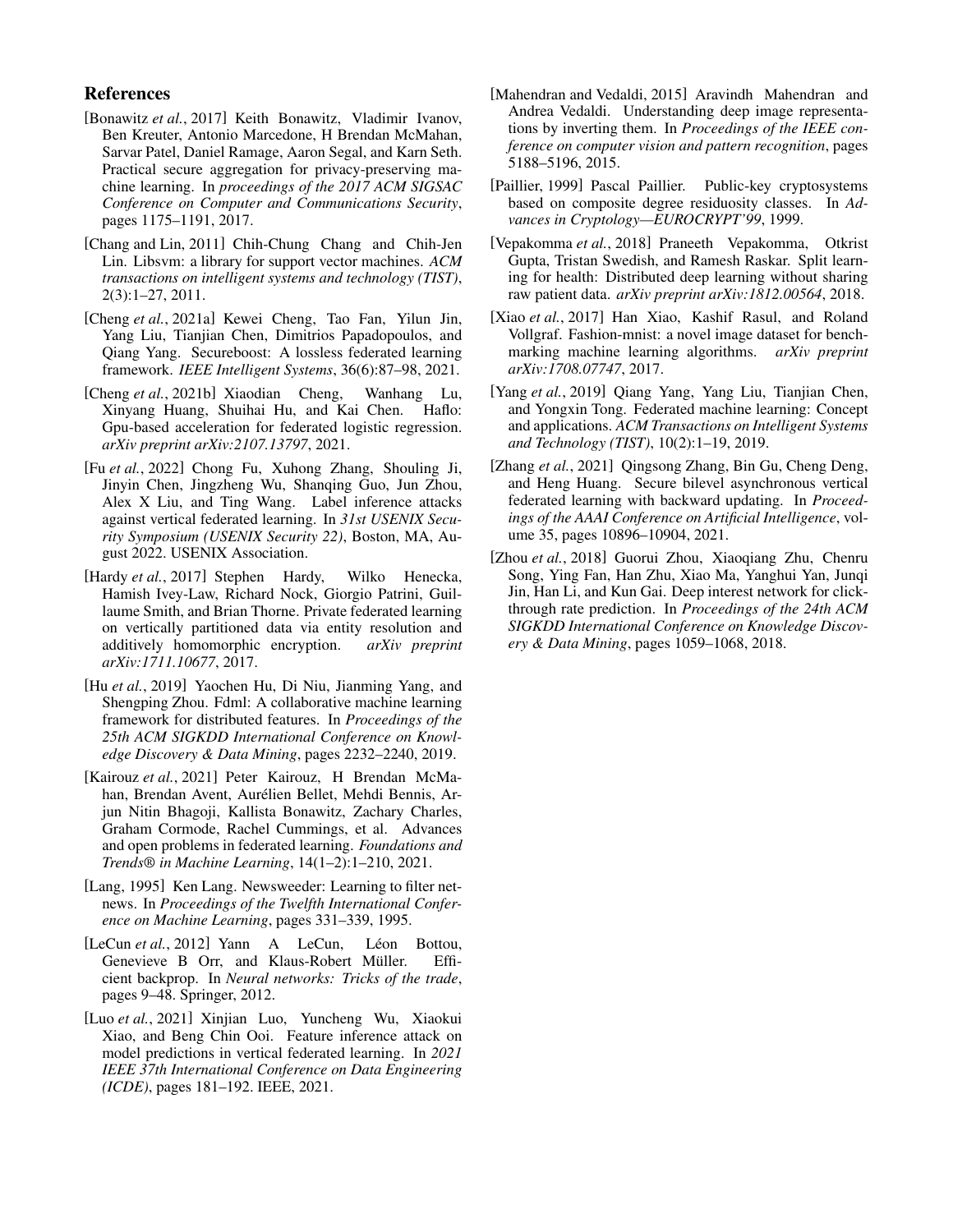## References

[Bonawitz *et al.*, 2017] Keith Bonawitz, Vladimir Ivanov, Ben Kreuter, Antonio Marcedone, H Brendan McMahan, Sarvar Patel, Daniel Ramage, Aaron Segal, and Karn Seth. Practical secure aggregation for privacy-preserving machine learning. In *proceedings of the 2017 ACM SIGSAC Conference on Computer and Communications Security*, pages 1175–1191, 2017.

[Chang and Lin, 2011] Chih-Chung Chang and Chih-Jen Lin. Libsvm: a library for support vector machines. *ACM transactions on intelligent systems and technology (TIST)*, 2(3):1–27, 2011.

[Cheng *et al.*, 2021a] Kewei Cheng, Tao Fan, Yilun Jin, Yang Liu, Tianjian Chen, Dimitrios Papadopoulos, and Qiang Yang. Secureboost: A lossless federated learning framework. *IEEE Intelligent Systems*, 36(6):87–98, 2021.

[Cheng *et al.*, 2021b] Xiaodian Cheng, Wanhang Lu, Xinyang Huang, Shuihai Hu, and Kai Chen. Haflo: Gpu-based acceleration for federated logistic regression. *arXiv preprint arXiv:2107.13797*, 2021.

[Fu *et al.*, 2022] Chong Fu, Xuhong Zhang, Shouling Ji, Jinyin Chen, Jingzheng Wu, Shanqing Guo, Jun Zhou, Alex X Liu, and Ting Wang. Label inference attacks against vertical federated learning. In *31st USENIX Security Symposium (USENIX Security 22)*, Boston, MA, August 2022. USENIX Association.

[Hardy *et al.*, 2017] Stephen Hardy, Wilko Henecka, Hamish Ivey-Law, Richard Nock, Giorgio Patrini, Guillaume Smith, and Brian Thorne. Private federated learning on vertically partitioned data via entity resolution and additively homomorphic encryption. *arXiv preprint arXiv:1711.10677*, 2017.

[Hu *et al.*, 2019] Yaochen Hu, Di Niu, Jianming Yang, and Shengping Zhou. Fdml: A collaborative machine learning framework for distributed features. In *Proceedings of the 25th ACM SIGKDD International Conference on Knowledge Discovery & Data Mining*, pages 2232–2240, 2019.

[Kairouz *et al.*, 2021] Peter Kairouz, H Brendan McMahan, Brendan Avent, Aurélien Bellet, Mehdi Bennis, Arjun Nitin Bhagoji, Kallista Bonawitz, Zachary Charles, Graham Cormode, Rachel Cummings, et al. Advances and open problems in federated learning. *Foundations and Trends® in Machine Learning*, 14(1–2):1–210, 2021.

[Lang, 1995] Ken Lang. Newsweeder: Learning to filter netnews. In *Proceedings of the Twelfth International Conference on Machine Learning*, pages 331–339, 1995.

[LeCun *et al.*, 2012] Yann A LeCun, Léon Bottou, Genevieve B Orr, and Klaus-Robert Müller. Efficient backprop. In *Neural networks: Tricks of the trade*, pages 9–48. Springer, 2012.

[Luo *et al.*, 2021] Xinjian Luo, Yuncheng Wu, Xiaokui Xiao, and Beng Chin Ooi. Feature inference attack on model predictions in vertical federated learning. In *2021 IEEE 37th International Conference on Data Engineering (ICDE)*, pages 181–192. IEEE, 2021.

[Mahendran and Vedaldi, 2015] Aravindh Mahendran and Andrea Vedaldi. Understanding deep image representations by inverting them. In *Proceedings of the IEEE conference on computer vision and pattern recognition*, pages 5188–5196, 2015.

[Paillier, 1999] Pascal Paillier. Public-key cryptosystems based on composite degree residuosity classes. In *Advances in Cryptology—EUROCRYPT'99*, 1999.

[Vepakomma *et al.*, 2018] Praneeth Vepakomma, Otkrist Gupta, Tristan Swedish, and Ramesh Raskar. Split learning for health: Distributed deep learning without sharing raw patient data. *arXiv preprint arXiv:1812.00564*, 2018.

[Xiao *et al.*, 2017] Han Xiao, Kashif Rasul, and Roland Vollgraf. Fashion-mnist: a novel image dataset for benchmarking machine learning algorithms. *arXiv preprint arXiv:1708.07747*, 2017.

[Yang *et al.*, 2019] Qiang Yang, Yang Liu, Tianjian Chen, and Yongxin Tong. Federated machine learning: Concept and applications. *ACM Transactions on Intelligent Systems and Technology (TIST)*, 10(2):1–19, 2019.

[Zhang *et al.*, 2021] Qingsong Zhang, Bin Gu, Cheng Deng, and Heng Huang. Secure bilevel asynchronous vertical federated learning with backward updating. In *Proceedings of the AAAI Conference on Artificial Intelligence*, volume 35, pages 10896–10904, 2021.

[Zhou *et al.*, 2018] Guorui Zhou, Xiaoqiang Zhu, Chenru Song, Ying Fan, Han Zhu, Xiao Ma, Yanghui Yan, Junqi Jin, Han Li, and Kun Gai. Deep interest network for click-through rate prediction. In *Proceedings of the 24th ACM SIGKDD International Conference on Knowledge Discovery & Data Mining*, pages 1059–1068, 2018.